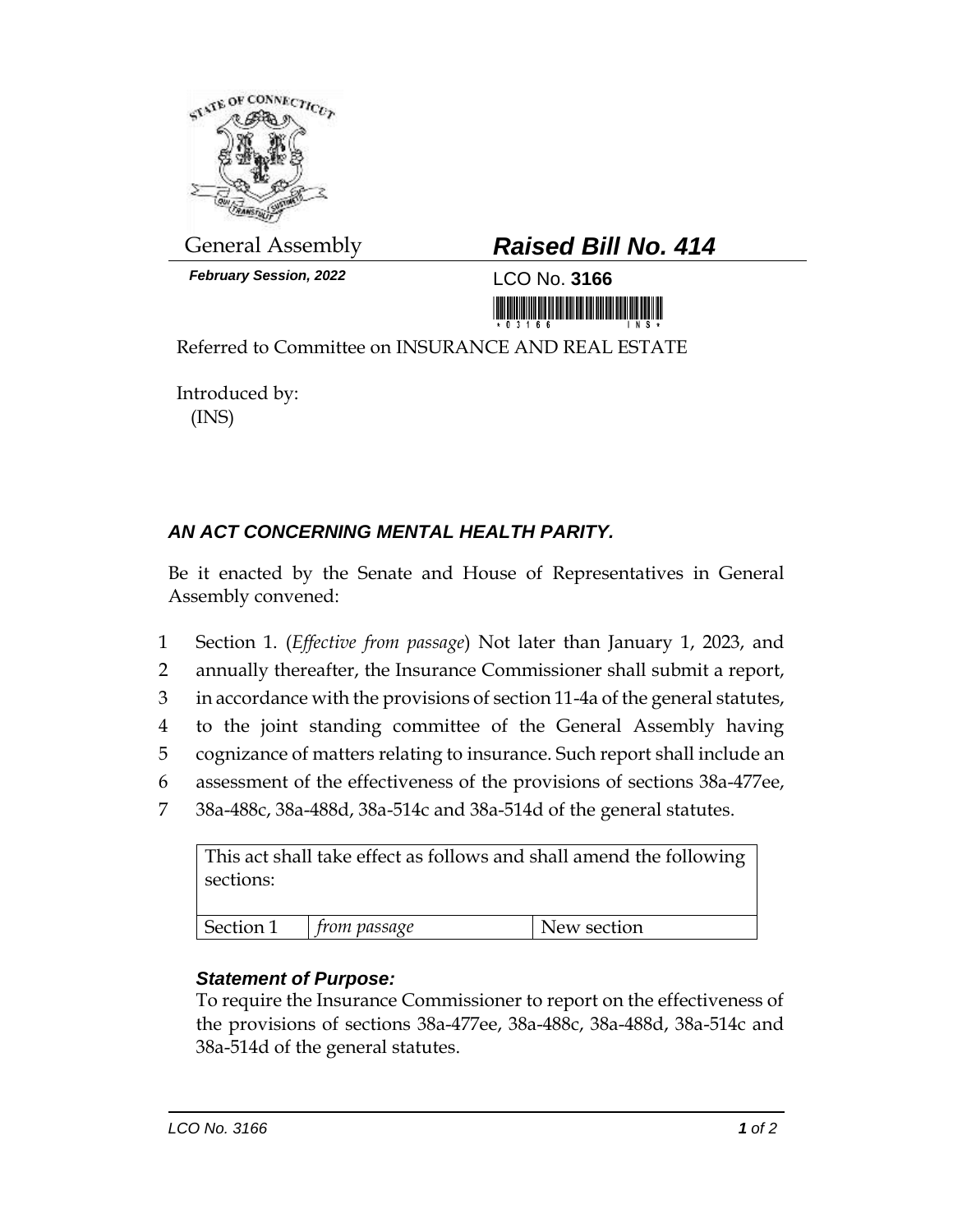General Assembly

***February Session, 2022***

# ***Raised Bill No. 414***

LCO No. **3166**

Referred to Committee on INSURANCE AND REAL ESTATE

Introduced by:
(INS)

## ***AN ACT CONCERNING MENTAL HEALTH PARITY.***

Be it enacted by the Senate and House of Representatives in General Assembly convened:

1 Section 1. (*Effective from passage*) Not later than January 1, 2023, and
2 annually thereafter, the Insurance Commissioner shall submit a report,
3 in accordance with the provisions of section 11-4a of the general statutes,
4 to the joint standing committee of the General Assembly having
5 cognizance of matters relating to insurance. Such report shall include an
6 assessment of the effectiveness of the provisions of sections 38a-477ee,
7 38a-488c, 38a-488d, 38a-514c and 38a-514d of the general statutes.

| This act shall take effect as follows and shall amend the following sections: | | |
|---|---|---|
| Section 1 | *from passage* | New section |

### ***Statement of Purpose:***

To require the Insurance Commissioner to report on the effectiveness of the provisions of sections 38a-477ee, 38a-488c, 38a-488d, 38a-514c and 38a-514d of the general statutes.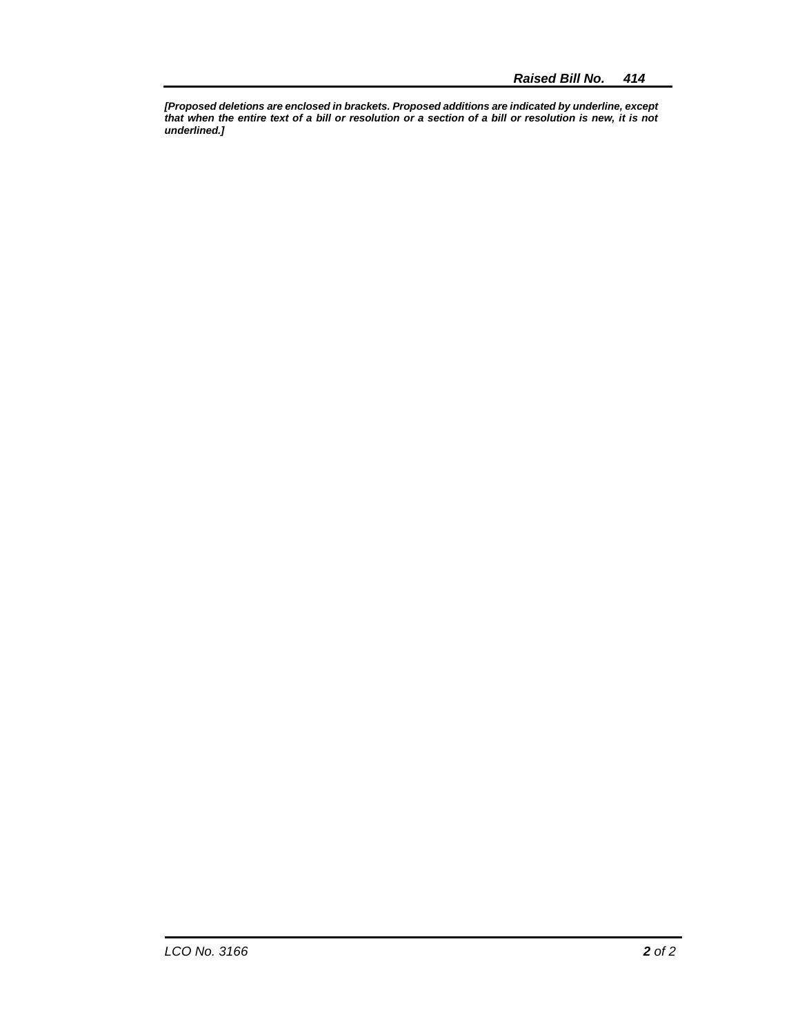*[Proposed deletions are enclosed in brackets. Proposed additions are indicated by underline, except that when the entire text of a bill or resolution or a section of a bill or resolution is new, it is not underlined.]*